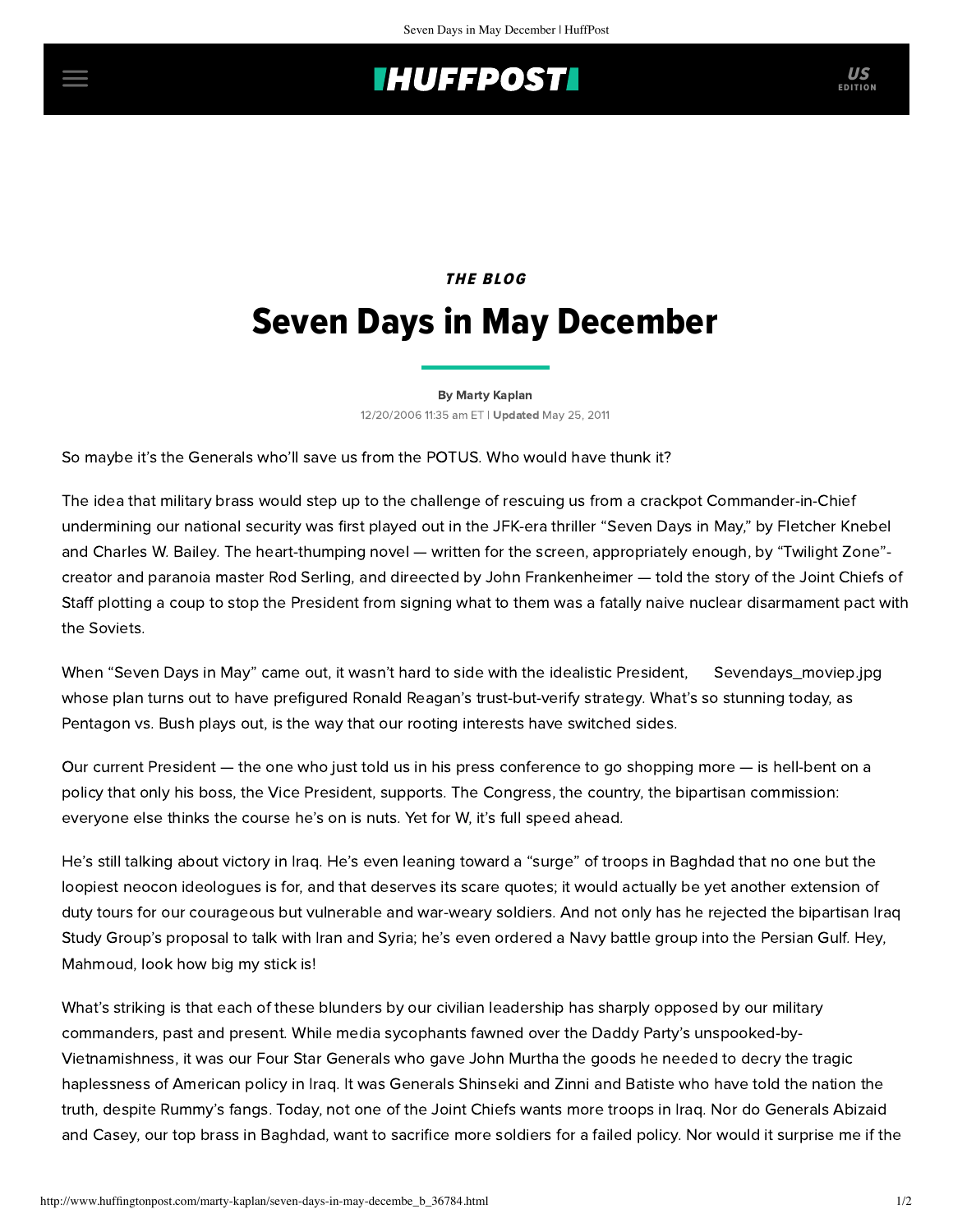THE BLOG

# Seven Days in May December

By Marty Kaplan

12/20/2006 11:35 am ET | **Updated** May 25, 2011

So maybe it's the Generals who'll save us from the POTUS. Who would have thunk it?

The idea that military brass would step up to the challenge of rescuing us from a crackpot Commander-in-Chief undermining our national security was first played out in the JFK-era thriller "Seven Days in May," by Fletcher Knebel and Charles W. Bailey. The heart-thumping novel — written for the screen, appropriately enough, by "Twilight Zone"-creator and paranoia master Rod Serling, and direected by John Frankenheimer — told the story of the Joint Chiefs of Staff plotting a coup to stop the President from signing what to them was a fatally naive nuclear disarmament pact with the Soviets.

When "Seven Days in May" came out, it wasn't hard to side with the idealistic President, Sevendays_moviep.jpg whose plan turns out to have prefigured Ronald Reagan's trust-but-verify strategy. What's so stunning today, as Pentagon vs. Bush plays out, is the way that our rooting interests have switched sides.

Our current President — the one who just told us in his press conference to go shopping more — is hell-bent on a policy that only his boss, the Vice President, supports. The Congress, the country, the bipartisan commission: everyone else thinks the course he's on is nuts. Yet for W, it's full speed ahead.

He's still talking about victory in Iraq. He's even leaning toward a "surge" of troops in Baghdad that no one but the loopiest neocon ideologues is for, and that deserves its scare quotes; it would actually be yet another extension of duty tours for our courageous but vulnerable and war-weary soldiers. And not only has he rejected the bipartisan Iraq Study Group's proposal to talk with Iran and Syria; he's even ordered a Navy battle group into the Persian Gulf. Hey, Mahmoud, look how big my stick is!

What's striking is that each of these blunders by our civilian leadership has sharply opposed by our military commanders, past and present. While media sycophants fawned over the Daddy Party's unspooked-by-Vietnamishness, it was our Four Star Generals who gave John Murtha the goods he needed to decry the tragic haplessness of American policy in Iraq. It was Generals Shinseki and Zinni and Batiste who have told the nation the truth, despite Rummy's fangs. Today, not one of the Joint Chiefs wants more troops in Iraq. Nor do Generals Abizaid and Casey, our top brass in Baghdad, want to sacrifice more soldiers for a failed policy. Nor would it surprise me if the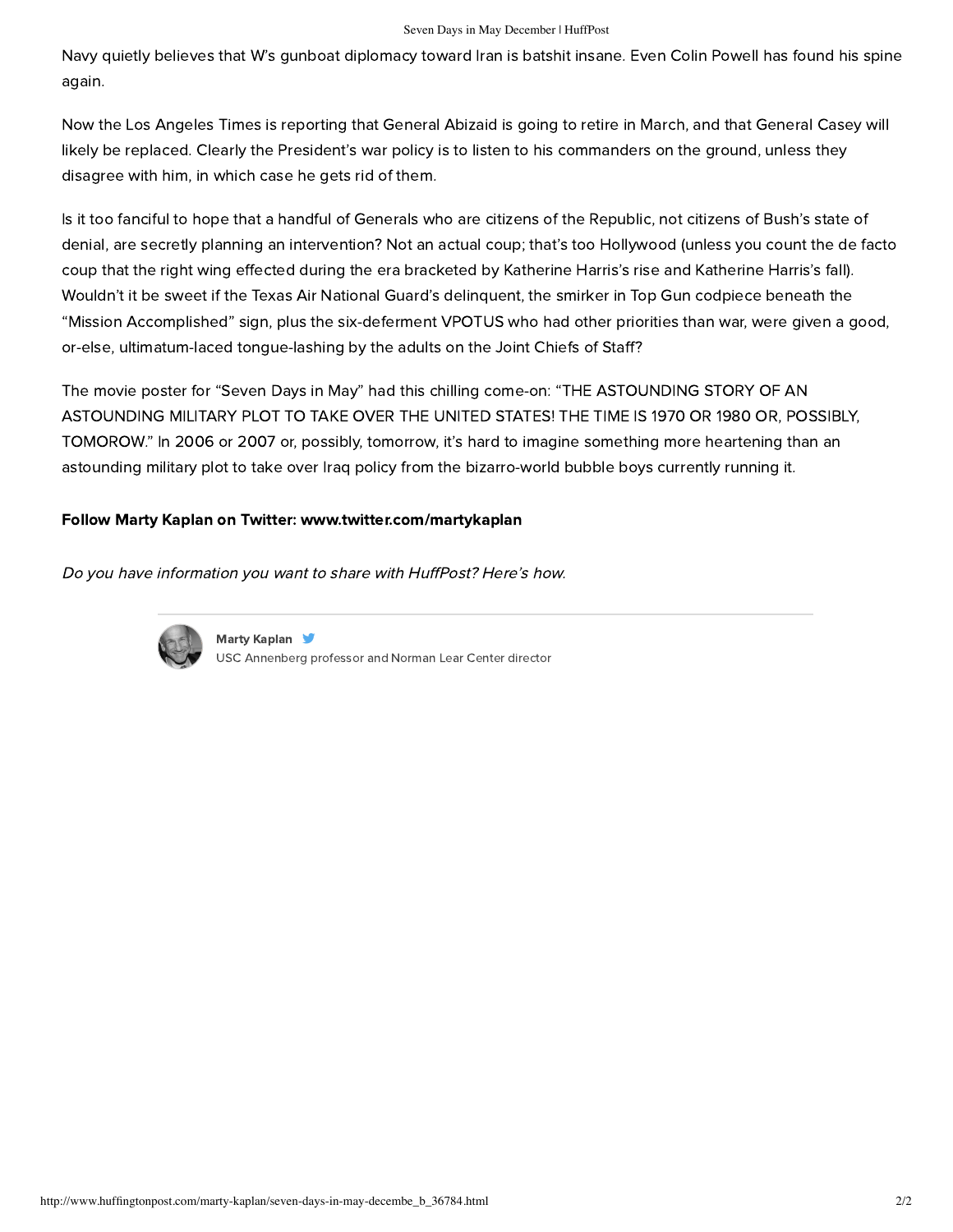Navy quietly believes that W's gunboat diplomacy toward Iran is batshit insane. Even Colin Powell has found his spine again.

Now the Los Angeles Times is reporting that General Abizaid is going to retire in March, and that General Casey will likely be replaced. Clearly the President's war policy is to listen to his commanders on the ground, unless they disagree with him, in which case he gets rid of them.

Is it too fanciful to hope that a handful of Generals who are citizens of the Republic, not citizens of Bush's state of denial, are secretly planning an intervention? Not an actual coup; that's too Hollywood (unless you count the de facto coup that the right wing effected during the era bracketed by Katherine Harris's rise and Katherine Harris's fall). Wouldn't it be sweet if the Texas Air National Guard's delinquent, the smirker in Top Gun codpiece beneath the "Mission Accomplished" sign, plus the six-deferment VPOTUS who had other priorities than war, were given a good, or-else, ultimatum-laced tongue-lashing by the adults on the Joint Chiefs of Staff?

The movie poster for "Seven Days in May" had this chilling come-on: "THE ASTOUNDING STORY OF AN ASTOUNDING MILITARY PLOT TO TAKE OVER THE UNITED STATES! THE TIME IS 1970 OR 1980 OR, POSSIBLY, TOMOROW." In 2006 or 2007 or, possibly, tomorrow, it's hard to imagine something more heartening than an astounding military plot to take over Iraq policy from the bizarro-world bubble boys currently running it.

**Follow Marty Kaplan on Twitter: www.twitter.com/martykaplan**

*Do you have information you want to share with HuffPost? Here's how.*

---

**Marty Kaplan**
USC Annenberg professor and Norman Lear Center director